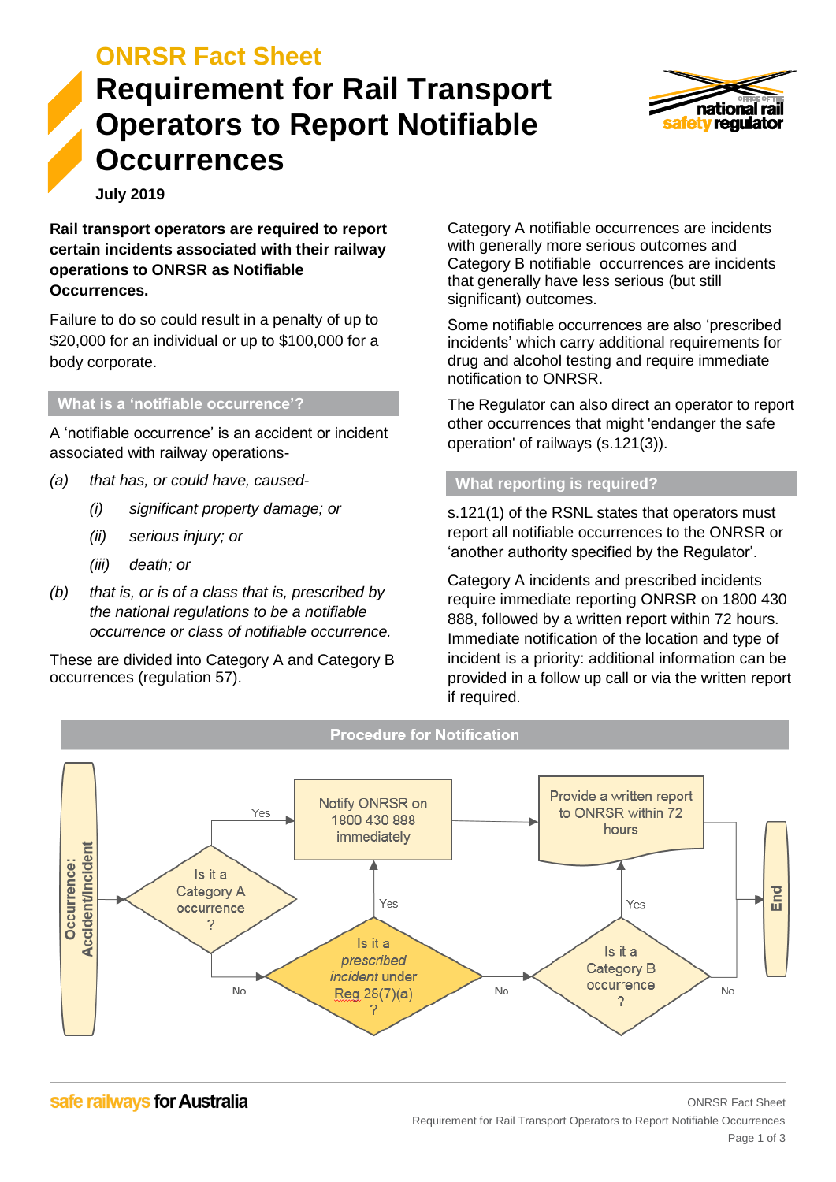**ONRSR Fact Sheet**

# Requirement for Rail Transport Operators to Report Notifiable Occurrences

**July 2019**

**Rail transport operators are required to report certain incidents associated with their railway operations to ONRSR as Notifiable Occurrences.**

Failure to do so could result in a penalty of up to $20,000 for an individual or up to $100,000 for a body corporate.

## What is a 'notifiable occurrence'?

A 'notifiable occurrence' is an accident or incident associated with railway operations-

*(a)* *that has, or could have, caused-*

*(i)* *significant property damage; or*

*(ii)* *serious injury; or*

*(iii)* *death; or*

*(b)* *that is, or is of a class that is, prescribed by the national regulations to be a notifiable occurrence or class of notifiable occurrence.*

These are divided into Category A and Category B occurrences (regulation 57).

Category A notifiable occurrences are incidents with generally more serious outcomes and Category B notifiable occurrences are incidents that generally have less serious (but still significant) outcomes.

Some notifiable occurrences are also 'prescribed incidents' which carry additional requirements for drug and alcohol testing and require immediate notification to ONRSR.

The Regulator can also direct an operator to report other occurrences that might 'endanger the safe operation' of railways (s.121(3)).

## What reporting is required?

s.121(1) of the RSNL states that operators must report all notifiable occurrences to the ONRSR or 'another authority specified by the Regulator'.

Category A incidents and prescribed incidents require immediate reporting ONRSR on 1800 430 888, followed by a written report within 72 hours. Immediate notification of the location and type of incident is a priority: additional information can be provided in a follow up call or via the written report if required.

## Procedure for Notification

- **Occurrence: Accident/Incident** → Is it a Category A occurrence?
  - Yes → Notify ONRSR on 1800 430 888 immediately → Provide a written report to ONRSR within 72 hours → End
  - No → Is it a *prescribed incident* under Reg 28(7)(a)?
    - Yes → Notify ONRSR on 1800 430 888 immediately → Provide a written report to ONRSR within 72 hours → End
    - No → Is it a Category B occurrence?
      - Yes → Provide a written report to ONRSR within 72 hours → End
      - No → End

**safe railways for Australia**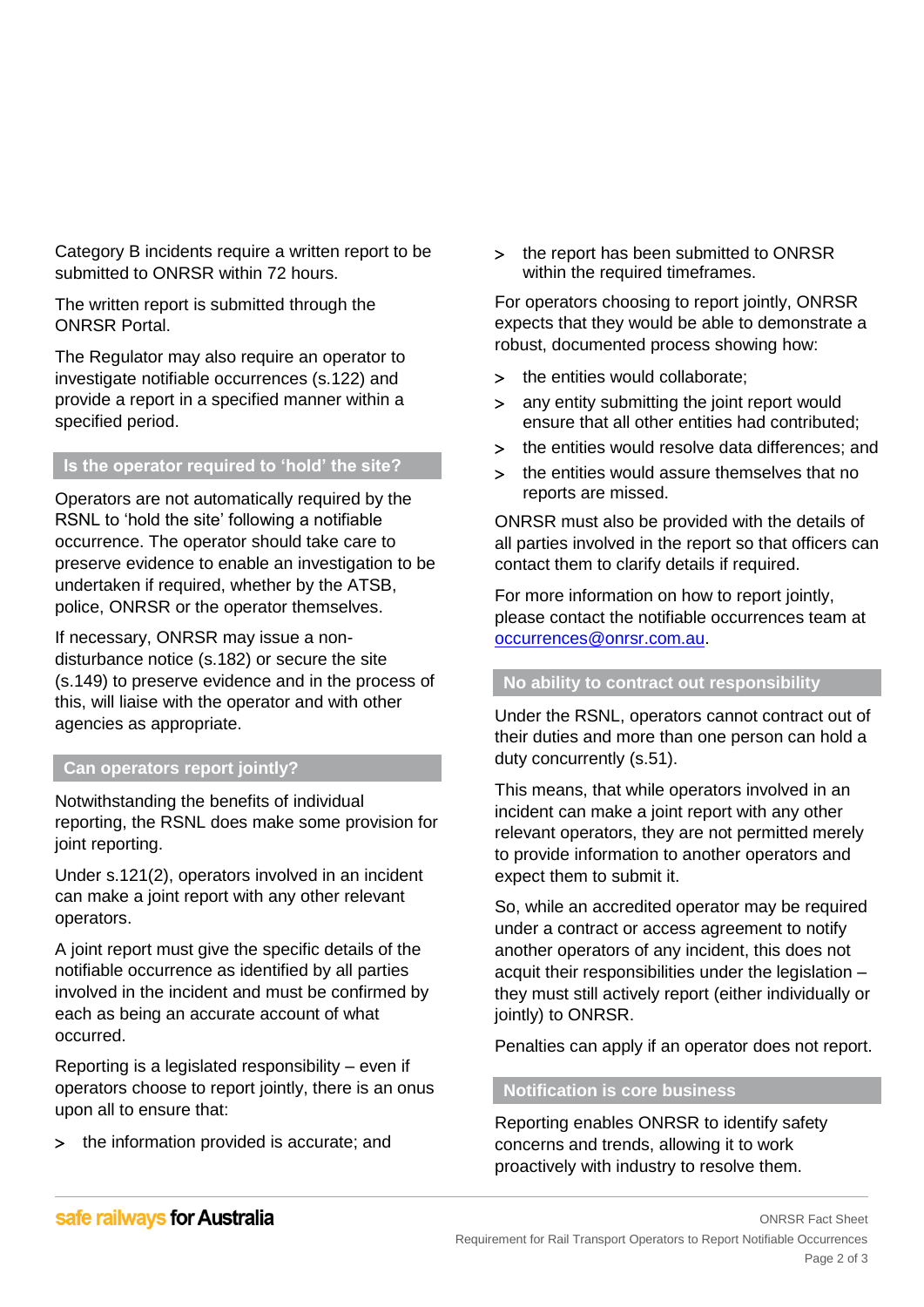Category B incidents require a written report to be submitted to ONRSR within 72 hours.

The written report is submitted through the ONRSR Portal.

The Regulator may also require an operator to investigate notifiable occurrences (s.122) and provide a report in a specified manner within a specified period.

## Is the operator required to 'hold' the site?

Operators are not automatically required by the RSNL to 'hold the site' following a notifiable occurrence. The operator should take care to preserve evidence to enable an investigation to be undertaken if required, whether by the ATSB, police, ONRSR or the operator themselves.

If necessary, ONRSR may issue a non-disturbance notice (s.182) or secure the site (s.149) to preserve evidence and in the process of this, will liaise with the operator and with other agencies as appropriate.

## Can operators report jointly?

Notwithstanding the benefits of individual reporting, the RSNL does make some provision for joint reporting.

Under s.121(2), operators involved in an incident can make a joint report with any other relevant operators.

A joint report must give the specific details of the notifiable occurrence as identified by all parties involved in the incident and must be confirmed by each as being an accurate account of what occurred.

Reporting is a legislated responsibility – even if operators choose to report jointly, there is an onus upon all to ensure that:

- the information provided is accurate; and
- the report has been submitted to ONRSR within the required timeframes.

For operators choosing to report jointly, ONRSR expects that they would be able to demonstrate a robust, documented process showing how:

- the entities would collaborate;
- any entity submitting the joint report would ensure that all other entities had contributed;
- the entities would resolve data differences; and
- the entities would assure themselves that no reports are missed.

ONRSR must also be provided with the details of all parties involved in the report so that officers can contact them to clarify details if required.

For more information on how to report jointly, please contact the notifiable occurrences team at occurrences@onrsr.com.au.

## No ability to contract out responsibility

Under the RSNL, operators cannot contract out of their duties and more than one person can hold a duty concurrently (s.51).

This means, that while operators involved in an incident can make a joint report with any other relevant operators, they are not permitted merely to provide information to another operators and expect them to submit it.

So, while an accredited operator may be required under a contract or access agreement to notify another operators of any incident, this does not acquit their responsibilities under the legislation – they must still actively report (either individually or jointly) to ONRSR.

Penalties can apply if an operator does not report.

## Notification is core business

Reporting enables ONRSR to identify safety concerns and trends, allowing it to work proactively with industry to resolve them.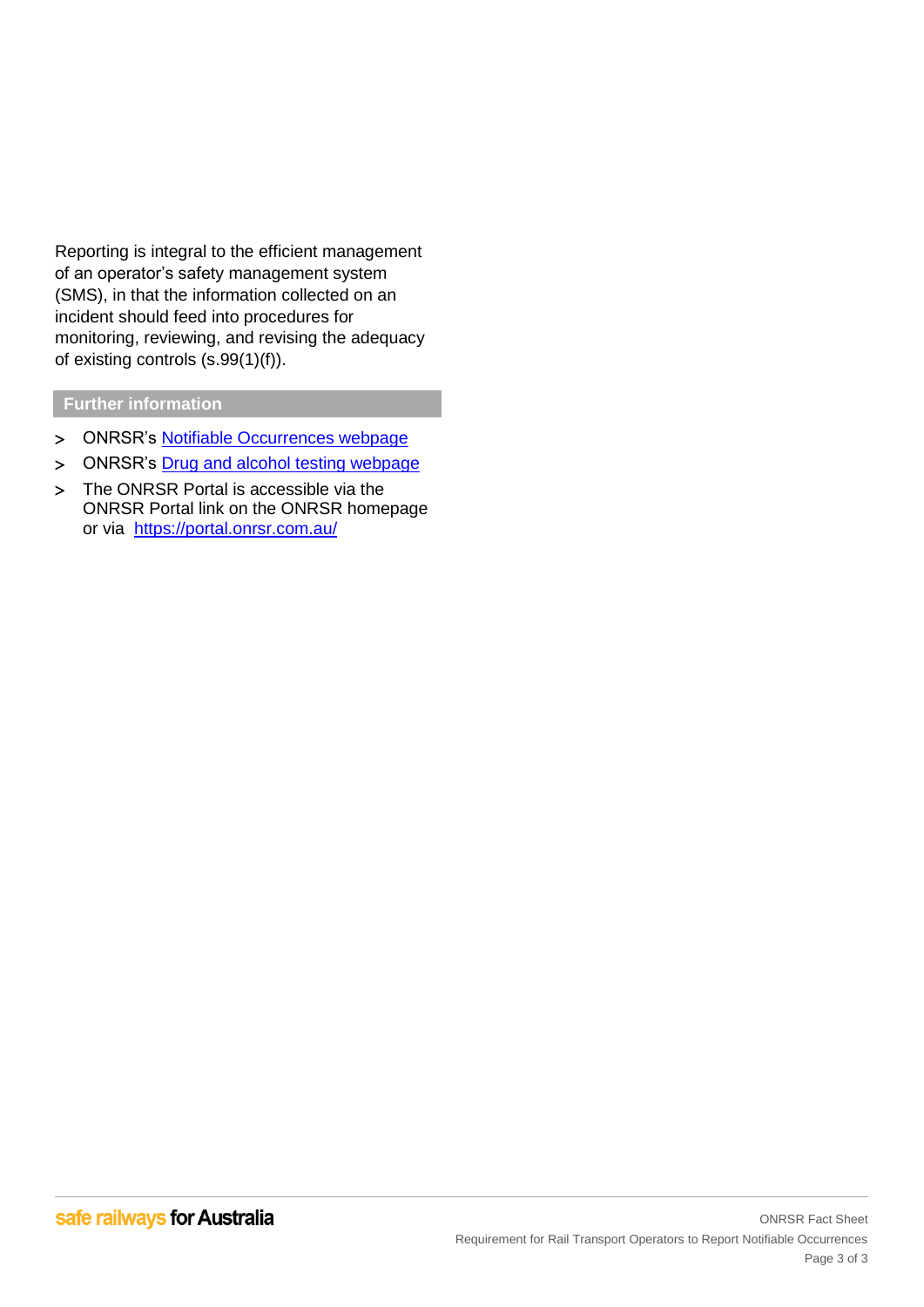Reporting is integral to the efficient management of an operator's safety management system (SMS), in that the information collected on an incident should feed into procedures for monitoring, reviewing, and revising the adequacy of existing controls (s.99(1)(f)).

## Further information

- ONRSR's Notifiable Occurrences webpage
- ONRSR's Drug and alcohol testing webpage
- The ONRSR Portal is accessible via the ONRSR Portal link on the ONRSR homepage or via https://portal.onrsr.com.au/